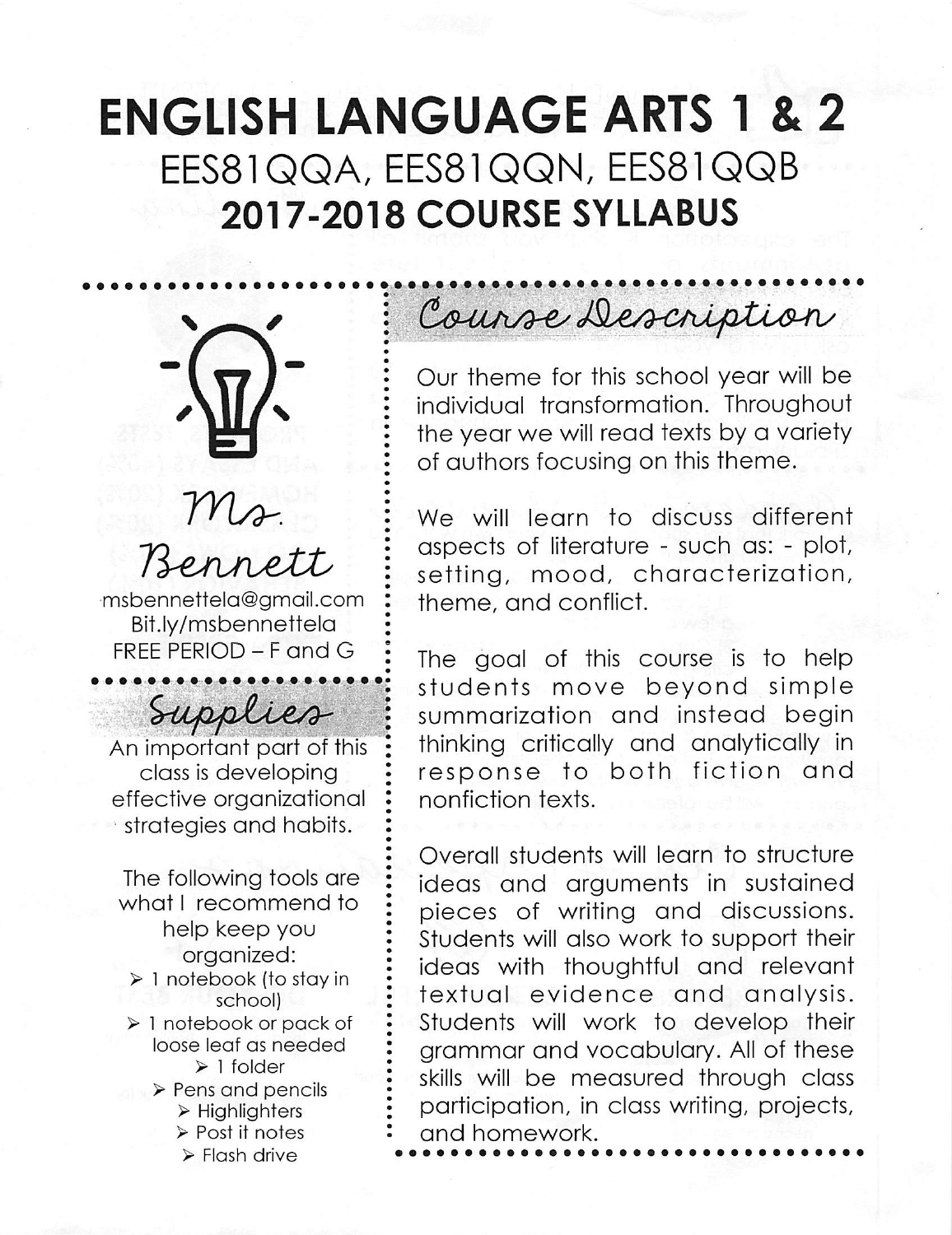# ENGLISH LANGUAGE ARTS 1 & 2

EES81QQA, EES81QQN, EES81QQB

## 2017-2018 COURSE SYLLABUS

## Ms. Bennett

msbennettela@gmail.com
Bit.ly/msbennettela
FREE PERIOD – F and G

## Supplies

An important part of this class is developing effective organizational strategies and habits.

The following tools are what I recommend to help keep you organized:

- 1 notebook (to stay in school)
- 1 notebook or pack of loose leaf as needed
- 1 folder
- Pens and pencils
- Highlighters
- Post it notes
- Flash drive

## Course Description

Our theme for this school year will be individual transformation. Throughout the year we will read texts by a variety of authors focusing on this theme.

We will learn to discuss different aspects of literature - such as: - plot, setting, mood, characterization, theme, and conflict.

The goal of this course is to help students move beyond simple summarization and instead begin thinking critically and analytically in response to both fiction and nonfiction texts.

Overall students will learn to structure ideas and arguments in sustained pieces of writing and discussions. Students will also work to support their ideas with thoughtful and relevant textual evidence and analysis. Students will work to develop their grammar and vocabulary. All of these skills will be measured through class participation, in class writing, projects, and homework.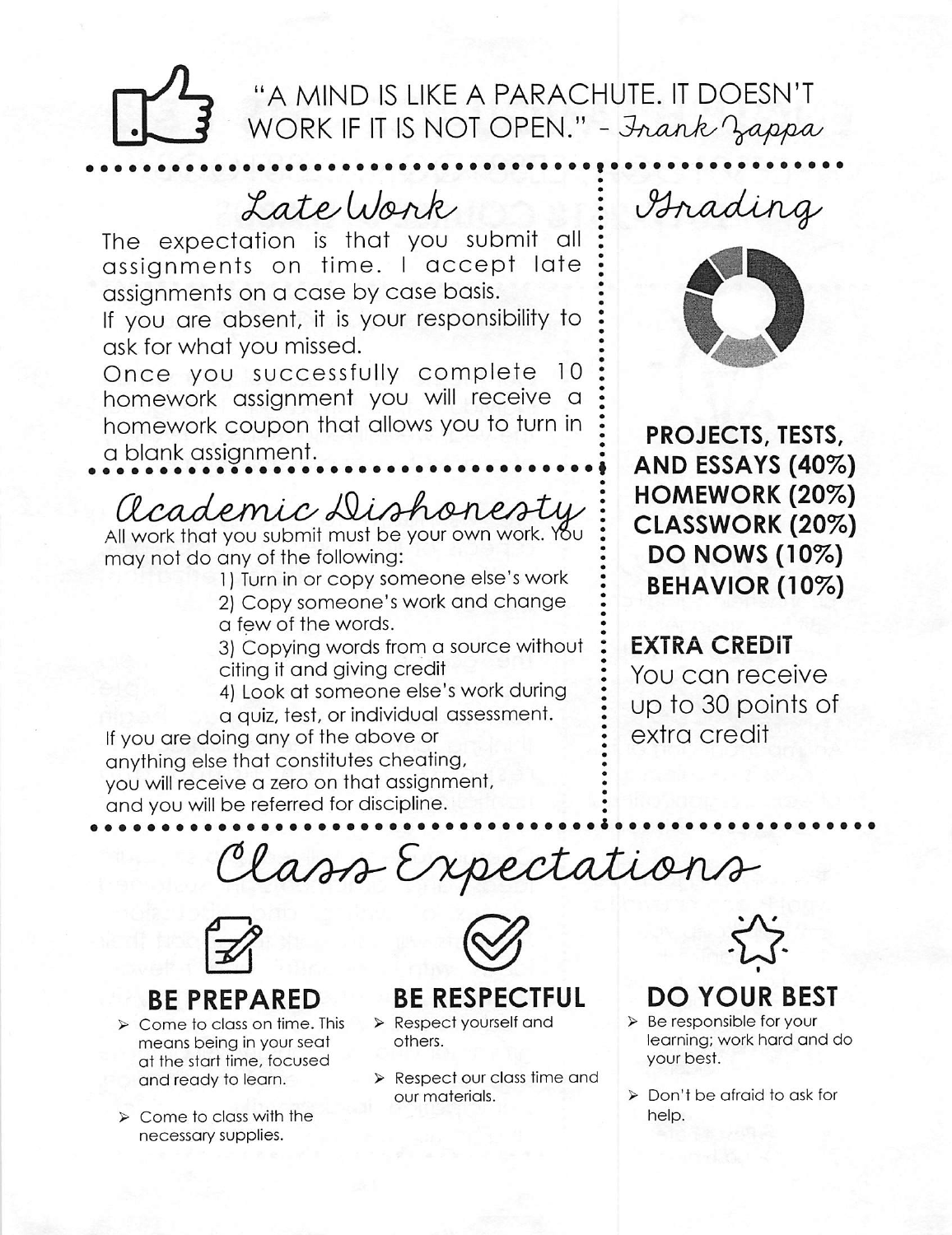"A MIND IS LIKE A PARACHUTE. IT DOESN'T WORK IF IT IS NOT OPEN." - *Frank Zappa*

## Late Work

The expectation is that you submit all assignments on time. I accept late assignments on a case by case basis.

If you are absent, it is your responsibility to ask for what you missed.

Once you successfully complete 10 homework assignment you will receive a homework coupon that allows you to turn in a blank assignment.

## Academic Dishonesty

All work that you submit must be your own work. You may not do any of the following:

1) Turn in or copy someone else's work
2) Copy someone's work and change a few of the words.
3) Copying words from a source without citing it and giving credit
4) Look at someone else's work during a quiz, test, or individual assessment.

If you are doing any of the above or anything else that constitutes cheating, you will receive a zero on that assignment, and you will be referred for discipline.

## Grading

**PROJECTS, TESTS, AND ESSAYS (40%)**
**HOMEWORK (20%)**
**CLASSWORK (20%)**
**DO NOWS (10%)**
**BEHAVIOR (10%)**

**EXTRA CREDIT**

You can receive up to 30 points of extra credit

## Class Expectations

### BE PREPARED

- Come to class on time. This means being in your seat at the start time, focused and ready to learn.
- Come to class with the necessary supplies.

### BE RESPECTFUL

- Respect yourself and others.
- Respect our class time and our materials.

### DO YOUR BEST

- Be responsible for your learning; work hard and do your best.
- Don't be afraid to ask for help.